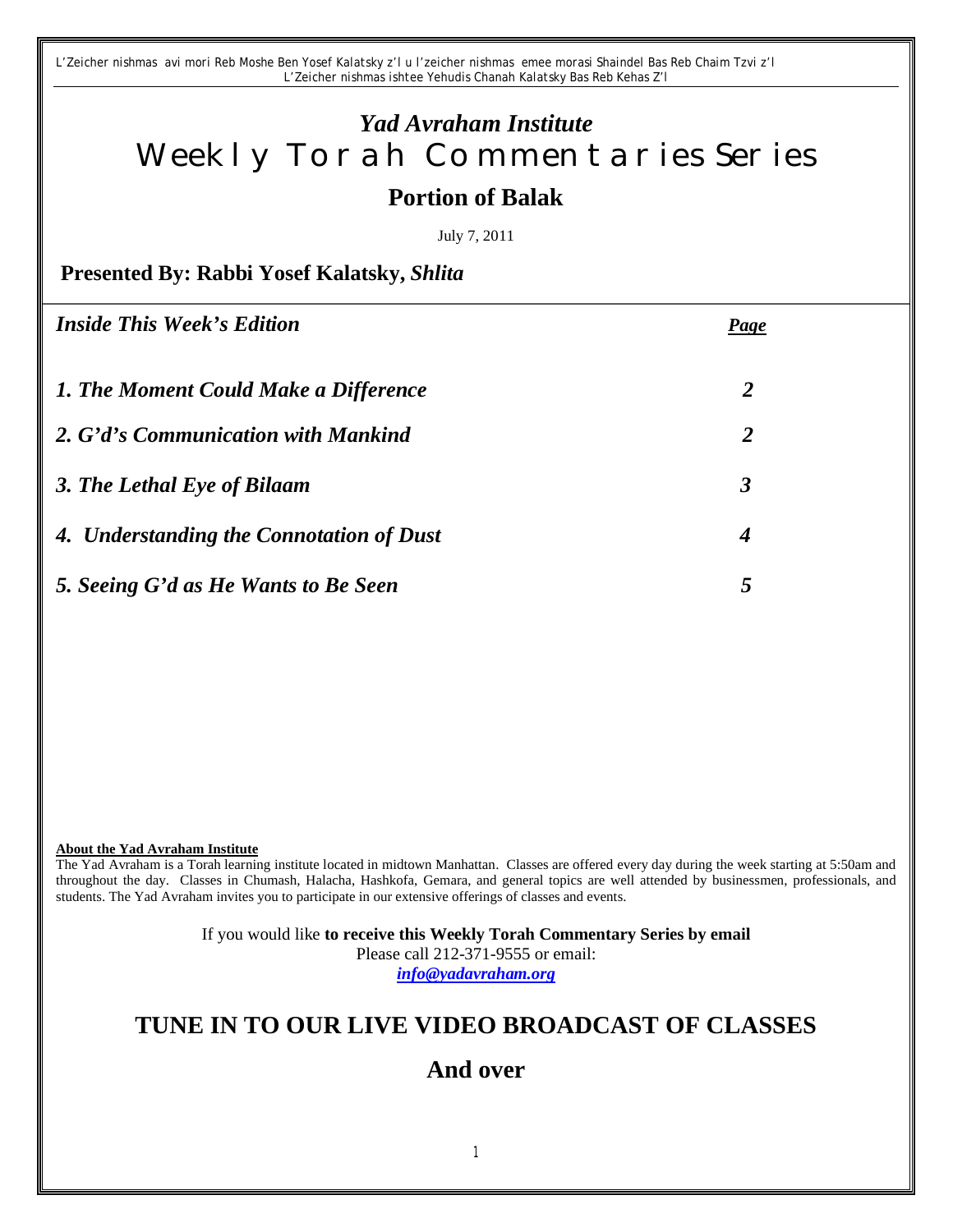L'Zeicher nishmas avi mori Reb Moshe Ben Yosef Kalatsky z'l u l'zeicher nishmas emee morasi Shaindel Bas Reb Chaim Tzvi z'l
L'Zeicher nishmas ishtee Yehudis Chanah Kalatsky Bas Reb Kehas Z'l

# *Yad Avraham Institute*

# Weekly Torah Commentaries Series

## Portion of Balak

July 7, 2011

**Presented By: Rabbi Yosef Kalatsky, *Shlita***

| ***Inside This Week's Edition*** | ***Page*** |
|---|---|
| ***1. The Moment Could Make a Difference*** | ***2*** |
| ***2. G'd's Communication with Mankind*** | ***2*** |
| ***3. The Lethal Eye of Bilaam*** | ***3*** |
| ***4. Understanding the Connotation of Dust*** | ***4*** |
| ***5. Seeing G'd as He Wants to Be Seen*** | ***5*** |

**About the Yad Avraham Institute**

The Yad Avraham is a Torah learning institute located in midtown Manhattan. Classes are offered every day during the week starting at 5:50am and throughout the day. Classes in Chumash, Halacha, Hashkofa, Gemara, and general topics are well attended by businessmen, professionals, and students. The Yad Avraham invites you to participate in our extensive offerings of classes and events.

If you would like **to receive this Weekly Torah Commentary Series by email**
Please call 212-371-9555 or email:
***info@yadavraham.org***

## TUNE IN TO OUR LIVE VIDEO BROADCAST OF CLASSES

## And over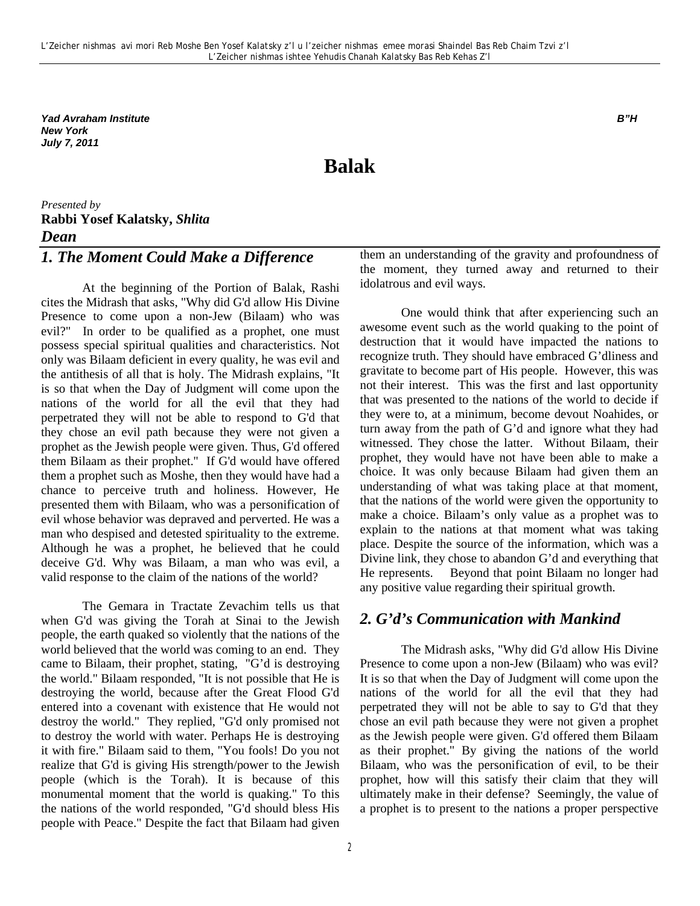L'Zeicher nishmas avi mori Reb Moshe Ben Yosef Kalatsky z'l u l'zeicher nishmas emee morasi Shaindel Bas Reb Chaim Tzvi z'l
L'Zeicher nishmas ishtee Yehudis Chanah Kalatsky Bas Reb Kehas Z'l

***Yad Avraham Institute***
***New York***
***July 7, 2011***

***B"H***

# Balak

*Presented by*
**Rabbi Yosef Kalatsky,** ***Shlita***
***Dean***

## *1. The Moment Could Make a Difference*

At the beginning of the Portion of Balak, Rashi cites the Midrash that asks, "Why did G'd allow His Divine Presence to come upon a non-Jew (Bilaam) who was evil?" In order to be qualified as a prophet, one must possess special spiritual qualities and characteristics. Not only was Bilaam deficient in every quality, he was evil and the antithesis of all that is holy. The Midrash explains, "It is so that when the Day of Judgment will come upon the nations of the world for all the evil that they had perpetrated they will not be able to respond to G'd that they chose an evil path because they were not given a prophet as the Jewish people were given. Thus, G'd offered them Bilaam as their prophet." If G'd would have offered them a prophet such as Moshe, then they would have had a chance to perceive truth and holiness. However, He presented them with Bilaam, who was a personification of evil whose behavior was depraved and perverted. He was a man who despised and detested spirituality to the extreme. Although he was a prophet, he believed that he could deceive G'd. Why was Bilaam, a man who was evil, a valid response to the claim of the nations of the world?

The Gemara in Tractate Zevachim tells us that when G'd was giving the Torah at Sinai to the Jewish people, the earth quaked so violently that the nations of the world believed that the world was coming to an end. They came to Bilaam, their prophet, stating, "G'd is destroying the world." Bilaam responded, "It is not possible that He is destroying the world, because after the Great Flood G'd entered into a covenant with existence that He would not destroy the world." They replied, "G'd only promised not to destroy the world with water. Perhaps He is destroying it with fire." Bilaam said to them, "You fools! Do you not realize that G'd is giving His strength/power to the Jewish people (which is the Torah). It is because of this monumental moment that the world is quaking." To this the nations of the world responded, "G'd should bless His people with Peace." Despite the fact that Bilaam had given them an understanding of the gravity and profoundness of the moment, they turned away and returned to their idolatrous and evil ways.

One would think that after experiencing such an awesome event such as the world quaking to the point of destruction that it would have impacted the nations to recognize truth. They should have embraced G'dliness and gravitate to become part of His people. However, this was not their interest. This was the first and last opportunity that was presented to the nations of the world to decide if they were to, at a minimum, become devout Noahides, or turn away from the path of G'd and ignore what they had witnessed. They chose the latter. Without Bilaam, their prophet, they would have not have been able to make a choice. It was only because Bilaam had given them an understanding of what was taking place at that moment, that the nations of the world were given the opportunity to make a choice. Bilaam's only value as a prophet was to explain to the nations at that moment what was taking place. Despite the source of the information, which was a Divine link, they chose to abandon G'd and everything that He represents. Beyond that point Bilaam no longer had any positive value regarding their spiritual growth.

## *2. G'd's Communication with Mankind*

The Midrash asks, "Why did G'd allow His Divine Presence to come upon a non-Jew (Bilaam) who was evil? It is so that when the Day of Judgment will come upon the nations of the world for all the evil that they had perpetrated they will not be able to say to G'd that they chose an evil path because they were not given a prophet as the Jewish people were given. G'd offered them Bilaam as their prophet." By giving the nations of the world Bilaam, who was the personification of evil, to be their prophet, how will this satisfy their claim that they will ultimately make in their defense? Seemingly, the value of a prophet is to present to the nations a proper perspective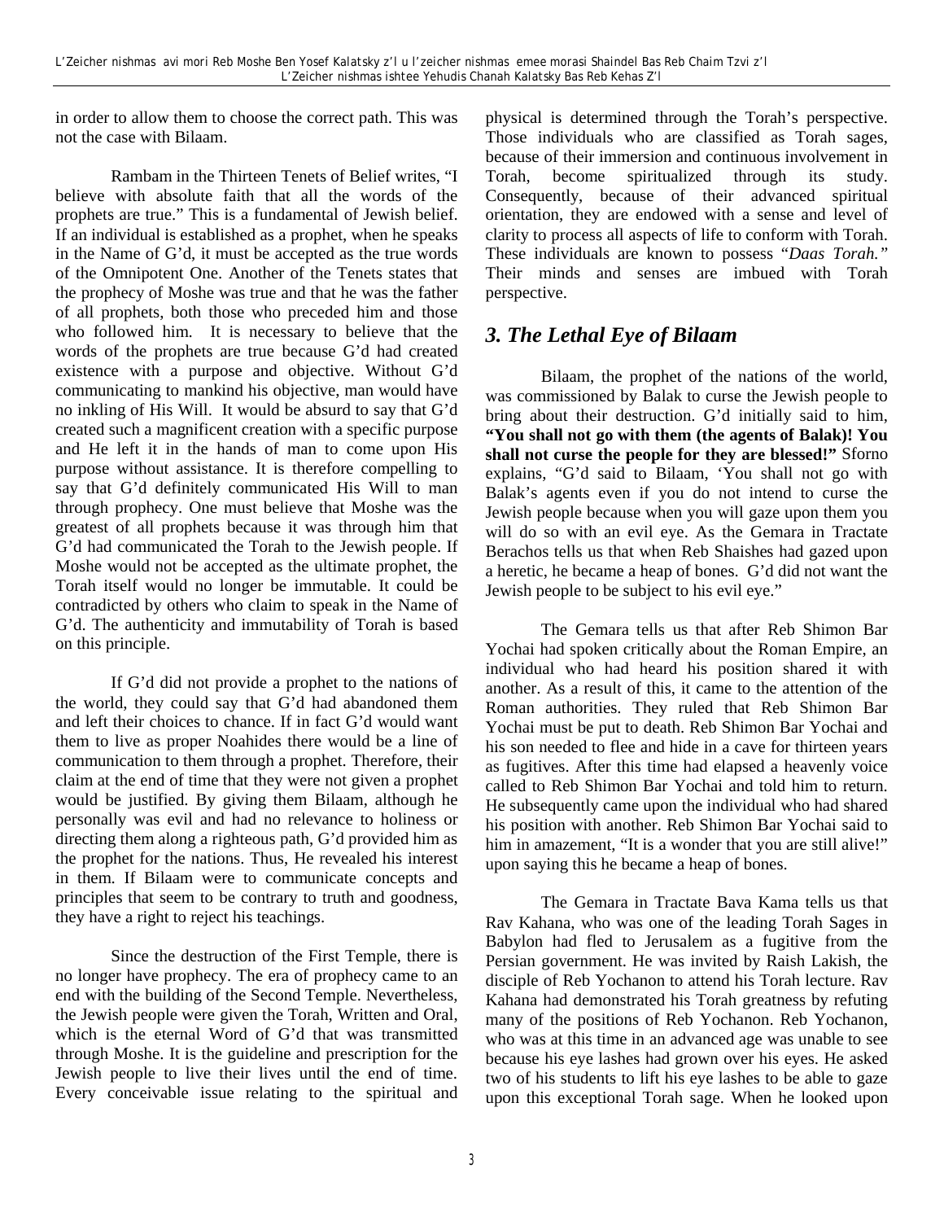in order to allow them to choose the correct path. This was not the case with Bilaam.

Rambam in the Thirteen Tenets of Belief writes, "I believe with absolute faith that all the words of the prophets are true." This is a fundamental of Jewish belief. If an individual is established as a prophet, when he speaks in the Name of G'd, it must be accepted as the true words of the Omnipotent One. Another of the Tenets states that the prophecy of Moshe was true and that he was the father of all prophets, both those who preceded him and those who followed him. It is necessary to believe that the words of the prophets are true because G'd had created existence with a purpose and objective. Without G'd communicating to mankind his objective, man would have no inkling of His Will. It would be absurd to say that G'd created such a magnificent creation with a specific purpose and He left it in the hands of man to come upon His purpose without assistance. It is therefore compelling to say that G'd definitely communicated His Will to man through prophecy. One must believe that Moshe was the greatest of all prophets because it was through him that G'd had communicated the Torah to the Jewish people. If Moshe would not be accepted as the ultimate prophet, the Torah itself would no longer be immutable. It could be contradicted by others who claim to speak in the Name of G'd. The authenticity and immutability of Torah is based on this principle.

If G'd did not provide a prophet to the nations of the world, they could say that G'd had abandoned them and left their choices to chance. If in fact G'd would want them to live as proper Noahides there would be a line of communication to them through a prophet. Therefore, their claim at the end of time that they were not given a prophet would be justified. By giving them Bilaam, although he personally was evil and had no relevance to holiness or directing them along a righteous path, G'd provided him as the prophet for the nations. Thus, He revealed his interest in them. If Bilaam were to communicate concepts and principles that seem to be contrary to truth and goodness, they have a right to reject his teachings.

Since the destruction of the First Temple, there is no longer have prophecy. The era of prophecy came to an end with the building of the Second Temple. Nevertheless, the Jewish people were given the Torah, Written and Oral, which is the eternal Word of G'd that was transmitted through Moshe. It is the guideline and prescription for the Jewish people to live their lives until the end of time. Every conceivable issue relating to the spiritual and physical is determined through the Torah's perspective. Those individuals who are classified as Torah sages, because of their immersion and continuous involvement in Torah, become spiritualized through its study. Consequently, because of their advanced spiritual orientation, they are endowed with a sense and level of clarity to process all aspects of life to conform with Torah. These individuals are known to possess "*Daas Torah.*" Their minds and senses are imbued with Torah perspective.

## *3. The Lethal Eye of Bilaam*

Bilaam, the prophet of the nations of the world, was commissioned by Balak to curse the Jewish people to bring about their destruction. G'd initially said to him, **"You shall not go with them (the agents of Balak)! You shall not curse the people for they are blessed!"** Sforno explains, "G'd said to Bilaam, 'You shall not go with Balak's agents even if you do not intend to curse the Jewish people because when you will gaze upon them you will do so with an evil eye. As the Gemara in Tractate Berachos tells us that when Reb Shaishes had gazed upon a heretic, he became a heap of bones. G'd did not want the Jewish people to be subject to his evil eye."

The Gemara tells us that after Reb Shimon Bar Yochai had spoken critically about the Roman Empire, an individual who had heard his position shared it with another. As a result of this, it came to the attention of the Roman authorities. They ruled that Reb Shimon Bar Yochai must be put to death. Reb Shimon Bar Yochai and his son needed to flee and hide in a cave for thirteen years as fugitives. After this time had elapsed a heavenly voice called to Reb Shimon Bar Yochai and told him to return. He subsequently came upon the individual who had shared his position with another. Reb Shimon Bar Yochai said to him in amazement, "It is a wonder that you are still alive!" upon saying this he became a heap of bones.

The Gemara in Tractate Bava Kama tells us that Rav Kahana, who was one of the leading Torah Sages in Babylon had fled to Jerusalem as a fugitive from the Persian government. He was invited by Raish Lakish, the disciple of Reb Yochanon to attend his Torah lecture. Rav Kahana had demonstrated his Torah greatness by refuting many of the positions of Reb Yochanon. Reb Yochanon, who was at this time in an advanced age was unable to see because his eye lashes had grown over his eyes. He asked two of his students to lift his eye lashes to be able to gaze upon this exceptional Torah sage. When he looked upon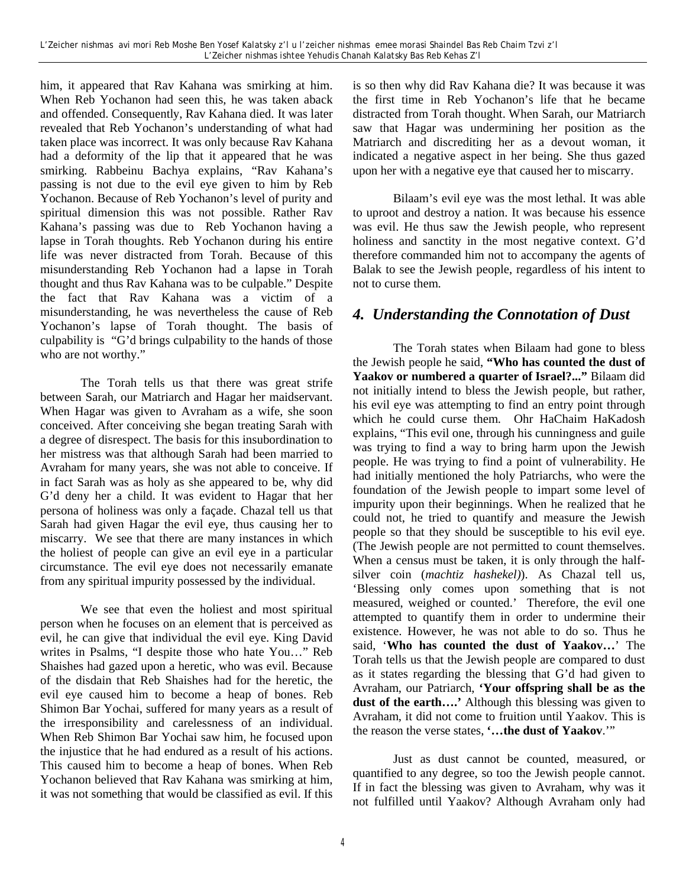him, it appeared that Rav Kahana was smirking at him. When Reb Yochanon had seen this, he was taken aback and offended. Consequently, Rav Kahana died. It was later revealed that Reb Yochanon's understanding of what had taken place was incorrect. It was only because Rav Kahana had a deformity of the lip that it appeared that he was smirking. Rabbeinu Bachya explains, "Rav Kahana's passing is not due to the evil eye given to him by Reb Yochanon. Because of Reb Yochanon's level of purity and spiritual dimension this was not possible. Rather Rav Kahana's passing was due to Reb Yochanon having a lapse in Torah thoughts. Reb Yochanon during his entire life was never distracted from Torah. Because of this misunderstanding Reb Yochanon had a lapse in Torah thought and thus Rav Kahana was to be culpable." Despite the fact that Rav Kahana was a victim of a misunderstanding, he was nevertheless the cause of Reb Yochanon's lapse of Torah thought. The basis of culpability is "G'd brings culpability to the hands of those who are not worthy."

The Torah tells us that there was great strife between Sarah, our Matriarch and Hagar her maidservant. When Hagar was given to Avraham as a wife, she soon conceived. After conceiving she began treating Sarah with a degree of disrespect. The basis for this insubordination to her mistress was that although Sarah had been married to Avraham for many years, she was not able to conceive. If in fact Sarah was as holy as she appeared to be, why did G'd deny her a child. It was evident to Hagar that her persona of holiness was only a façade. Chazal tell us that Sarah had given Hagar the evil eye, thus causing her to miscarry. We see that there are many instances in which the holiest of people can give an evil eye in a particular circumstance. The evil eye does not necessarily emanate from any spiritual impurity possessed by the individual.

We see that even the holiest and most spiritual person when he focuses on an element that is perceived as evil, he can give that individual the evil eye. King David writes in Psalms, "I despite those who hate You…" Reb Shaishes had gazed upon a heretic, who was evil. Because of the disdain that Reb Shaishes had for the heretic, the evil eye caused him to become a heap of bones. Reb Shimon Bar Yochai, suffered for many years as a result of the irresponsibility and carelessness of an individual. When Reb Shimon Bar Yochai saw him, he focused upon the injustice that he had endured as a result of his actions. This caused him to become a heap of bones. When Reb Yochanon believed that Rav Kahana was smirking at him, it was not something that would be classified as evil. If this is so then why did Rav Kahana die? It was because it was the first time in Reb Yochanon's life that he became distracted from Torah thought. When Sarah, our Matriarch saw that Hagar was undermining her position as the Matriarch and discrediting her as a devout woman, it indicated a negative aspect in her being. She thus gazed upon her with a negative eye that caused her to miscarry.

Bilaam's evil eye was the most lethal. It was able to uproot and destroy a nation. It was because his essence was evil. He thus saw the Jewish people, who represent holiness and sanctity in the most negative context. G'd therefore commanded him not to accompany the agents of Balak to see the Jewish people, regardless of his intent to not to curse them.

## *4. Understanding the Connotation of Dust*

The Torah states when Bilaam had gone to bless the Jewish people he said, **"Who has counted the dust of Yaakov or numbered a quarter of Israel?..."** Bilaam did not initially intend to bless the Jewish people, but rather, his evil eye was attempting to find an entry point through which he could curse them. Ohr HaChaim HaKadosh explains, "This evil one, through his cunningness and guile was trying to find a way to bring harm upon the Jewish people. He was trying to find a point of vulnerability. He had initially mentioned the holy Patriarchs, who were the foundation of the Jewish people to impart some level of impurity upon their beginnings. When he realized that he could not, he tried to quantify and measure the Jewish people so that they should be susceptible to his evil eye. (The Jewish people are not permitted to count themselves. When a census must be taken, it is only through the half-silver coin (*machtiz hashekel*)). As Chazal tell us, 'Blessing only comes upon something that is not measured, weighed or counted.' Therefore, the evil one attempted to quantify them in order to undermine their existence. However, he was not able to do so. Thus he said, '**Who has counted the dust of Yaakov…**' The Torah tells us that the Jewish people are compared to dust as it states regarding the blessing that G'd had given to Avraham, our Patriarch, **'Your offspring shall be as the dust of the earth….'** Although this blessing was given to Avraham, it did not come to fruition until Yaakov. This is the reason the verse states, **'…the dust of Yaakov**.'"

Just as dust cannot be counted, measured, or quantified to any degree, so too the Jewish people cannot. If in fact the blessing was given to Avraham, why was it not fulfilled until Yaakov? Although Avraham only had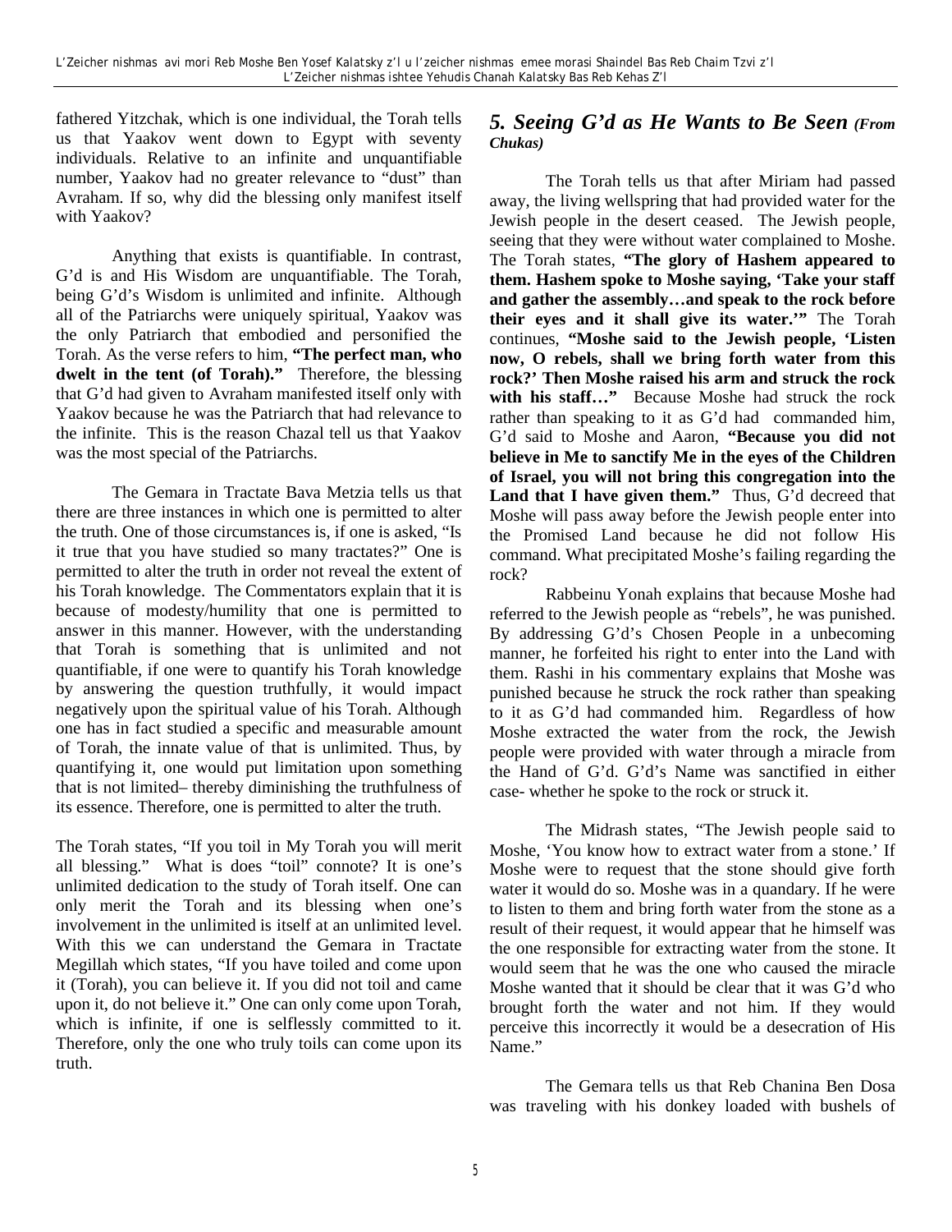fathered Yitzchak, which is one individual, the Torah tells us that Yaakov went down to Egypt with seventy individuals. Relative to an infinite and unquantifiable number, Yaakov had no greater relevance to "dust" than Avraham. If so, why did the blessing only manifest itself with Yaakov?

Anything that exists is quantifiable. In contrast, G'd is and His Wisdom are unquantifiable. The Torah, being G'd's Wisdom is unlimited and infinite. Although all of the Patriarchs were uniquely spiritual, Yaakov was the only Patriarch that embodied and personified the Torah. As the verse refers to him, **"The perfect man, who dwelt in the tent (of Torah)."** Therefore, the blessing that G'd had given to Avraham manifested itself only with Yaakov because he was the Patriarch that had relevance to the infinite. This is the reason Chazal tell us that Yaakov was the most special of the Patriarchs.

The Gemara in Tractate Bava Metzia tells us that there are three instances in which one is permitted to alter the truth. One of those circumstances is, if one is asked, "Is it true that you have studied so many tractates?" One is permitted to alter the truth in order not reveal the extent of his Torah knowledge. The Commentators explain that it is because of modesty/humility that one is permitted to answer in this manner. However, with the understanding that Torah is something that is unlimited and not quantifiable, if one were to quantify his Torah knowledge by answering the question truthfully, it would impact negatively upon the spiritual value of his Torah. Although one has in fact studied a specific and measurable amount of Torah, the innate value of that is unlimited. Thus, by quantifying it, one would put limitation upon something that is not limited– thereby diminishing the truthfulness of its essence. Therefore, one is permitted to alter the truth.

The Torah states, "If you toil in My Torah you will merit all blessing." What is does "toil" connote? It is one's unlimited dedication to the study of Torah itself. One can only merit the Torah and its blessing when one's involvement in the unlimited is itself at an unlimited level. With this we can understand the Gemara in Tractate Megillah which states, "If you have toiled and come upon it (Torah), you can believe it. If you did not toil and came upon it, do not believe it." One can only come upon Torah, which is infinite, if one is selflessly committed to it. Therefore, only the one who truly toils can come upon its truth.

## *5. Seeing G'd as He Wants to Be Seen (From Chukas)*

The Torah tells us that after Miriam had passed away, the living wellspring that had provided water for the Jewish people in the desert ceased. The Jewish people, seeing that they were without water complained to Moshe. The Torah states, **"The glory of Hashem appeared to them. Hashem spoke to Moshe saying, 'Take your staff and gather the assembly…and speak to the rock before their eyes and it shall give its water.'"** The Torah continues, **"Moshe said to the Jewish people, 'Listen now, O rebels, shall we bring forth water from this rock?' Then Moshe raised his arm and struck the rock with his staff…"** Because Moshe had struck the rock rather than speaking to it as G'd had commanded him, G'd said to Moshe and Aaron, **"Because you did not believe in Me to sanctify Me in the eyes of the Children of Israel, you will not bring this congregation into the Land that I have given them."** Thus, G'd decreed that Moshe will pass away before the Jewish people enter into the Promised Land because he did not follow His command. What precipitated Moshe's failing regarding the rock?

Rabbeinu Yonah explains that because Moshe had referred to the Jewish people as "rebels", he was punished. By addressing G'd's Chosen People in a unbecoming manner, he forfeited his right to enter into the Land with them. Rashi in his commentary explains that Moshe was punished because he struck the rock rather than speaking to it as G'd had commanded him. Regardless of how Moshe extracted the water from the rock, the Jewish people were provided with water through a miracle from the Hand of G'd. G'd's Name was sanctified in either case- whether he spoke to the rock or struck it.

The Midrash states, "The Jewish people said to Moshe, 'You know how to extract water from a stone.' If Moshe were to request that the stone should give forth water it would do so. Moshe was in a quandary. If he were to listen to them and bring forth water from the stone as a result of their request, it would appear that he himself was the one responsible for extracting water from the stone. It would seem that he was the one who caused the miracle Moshe wanted that it should be clear that it was G'd who brought forth the water and not him. If they would perceive this incorrectly it would be a desecration of His Name."

The Gemara tells us that Reb Chanina Ben Dosa was traveling with his donkey loaded with bushels of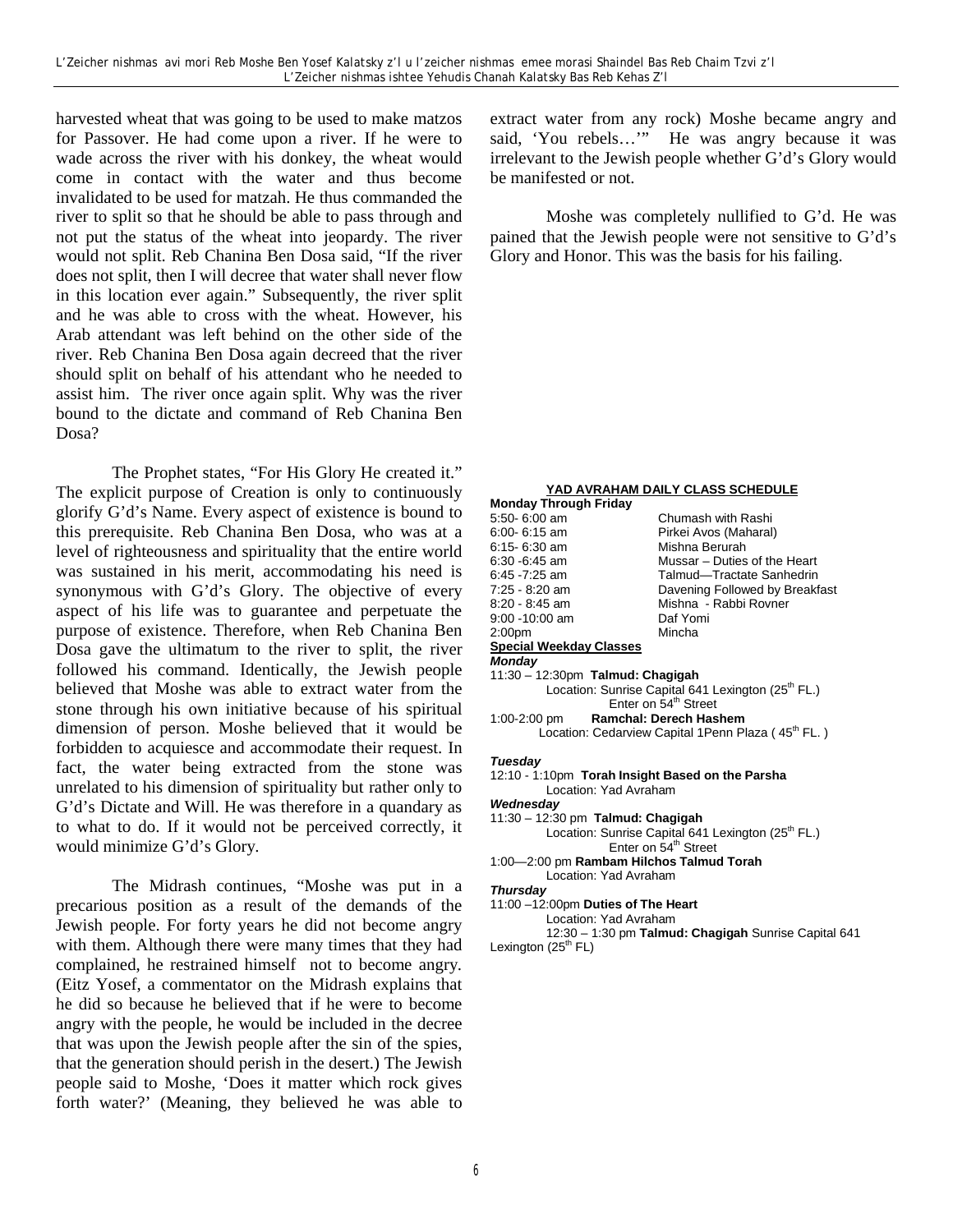harvested wheat that was going to be used to make matzos for Passover. He had come upon a river. If he were to wade across the river with his donkey, the wheat would come in contact with the water and thus become invalidated to be used for matzah. He thus commanded the river to split so that he should be able to pass through and not put the status of the wheat into jeopardy. The river would not split. Reb Chanina Ben Dosa said, "If the river does not split, then I will decree that water shall never flow in this location ever again." Subsequently, the river split and he was able to cross with the wheat. However, his Arab attendant was left behind on the other side of the river. Reb Chanina Ben Dosa again decreed that the river should split on behalf of his attendant who he needed to assist him. The river once again split. Why was the river bound to the dictate and command of Reb Chanina Ben Dosa?

The Prophet states, "For His Glory He created it." The explicit purpose of Creation is only to continuously glorify G'd's Name. Every aspect of existence is bound to this prerequisite. Reb Chanina Ben Dosa, who was at a level of righteousness and spirituality that the entire world was sustained in his merit, accommodating his need is synonymous with G'd's Glory. The objective of every aspect of his life was to guarantee and perpetuate the purpose of existence. Therefore, when Reb Chanina Ben Dosa gave the ultimatum to the river to split, the river followed his command. Identically, the Jewish people believed that Moshe was able to extract water from the stone through his own initiative because of his spiritual dimension of person. Moshe believed that it would be forbidden to acquiesce and accommodate their request. In fact, the water being extracted from the stone was unrelated to his dimension of spirituality but rather only to G'd's Dictate and Will. He was therefore in a quandary as to what to do. If it would not be perceived correctly, it would minimize G'd's Glory.

The Midrash continues, "Moshe was put in a precarious position as a result of the demands of the Jewish people. For forty years he did not become angry with them. Although there were many times that they had complained, he restrained himself not to become angry. (Eitz Yosef, a commentator on the Midrash explains that he did so because he believed that if he were to become angry with the people, he would be included in the decree that was upon the Jewish people after the sin of the spies, that the generation should perish in the desert.) The Jewish people said to Moshe, 'Does it matter which rock gives forth water?' (Meaning, they believed he was able to extract water from any rock) Moshe became angry and said, 'You rebels…'" He was angry because it was irrelevant to the Jewish people whether G'd's Glory would be manifested or not.

Moshe was completely nullified to G'd. He was pained that the Jewish people were not sensitive to G'd's Glory and Honor. This was the basis for his failing.

**YAD AVRAHAM DAILY CLASS SCHEDULE**

**Monday Through Friday**

| | |
|---|---|
| 5:50- 6:00 am | Chumash with Rashi |
| 6:00- 6:15 am | Pirkei Avos (Maharal) |
| 6:15- 6:30 am | Mishna Berurah |
| 6:30 -6:45 am | Mussar – Duties of the Heart |
| 6:45 -7:25 am | Talmud—Tractate Sanhedrin |
| 7:25 - 8:20 am | Davening Followed by Breakfast |
| 8:20 - 8:45 am | Mishna - Rabbi Rovner |
| 9:00 -10:00 am | Daf Yomi |
| 2:00pm | Mincha |

**Special Weekday Classes**

***Monday***

11:30 – 12:30pm **Talmud: Chagigah**
Location: Sunrise Capital 641 Lexington (25th FL.)
Enter on 54th Street

1:00-2:00 pm **Ramchal: Derech Hashem**
Location: Cedarview Capital 1Penn Plaza ( 45th FL. )

***Tuesday***

12:10 - 1:10pm **Torah Insight Based on the Parsha**
Location: Yad Avraham

***Wednesday***

11:30 – 12:30 pm **Talmud: Chagigah**
Location: Sunrise Capital 641 Lexington (25th FL.)
Enter on 54th Street

1:00—2:00 pm **Rambam Hilchos Talmud Torah**
Location: Yad Avraham

***Thursday***

11:00 –12:00pm **Duties of The Heart**
Location: Yad Avraham

12:30 – 1:30 pm **Talmud: Chagigah** Sunrise Capital 641 Lexington (25th FL)